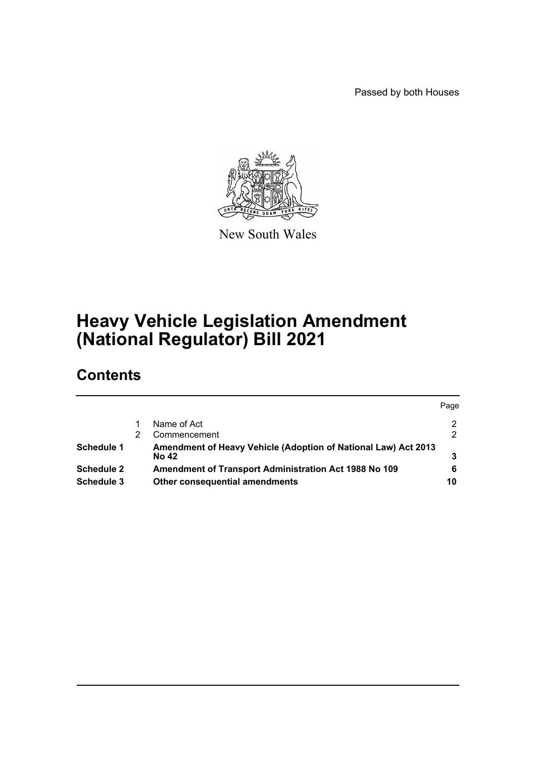Passed by both Houses

New South Wales

# Heavy Vehicle Legislation Amendment (National Regulator) Bill 2021

## Contents

| | | | Page |
|---|---|---|---|
| | 1 | Name of Act | 2 |
| | 2 | Commencement | 2 |
| **Schedule 1** | | **Amendment of Heavy Vehicle (Adoption of National Law) Act 2013 No 42** | **3** |
| **Schedule 2** | | **Amendment of Transport Administration Act 1988 No 109** | **6** |
| **Schedule 3** | | **Other consequential amendments** | **10** |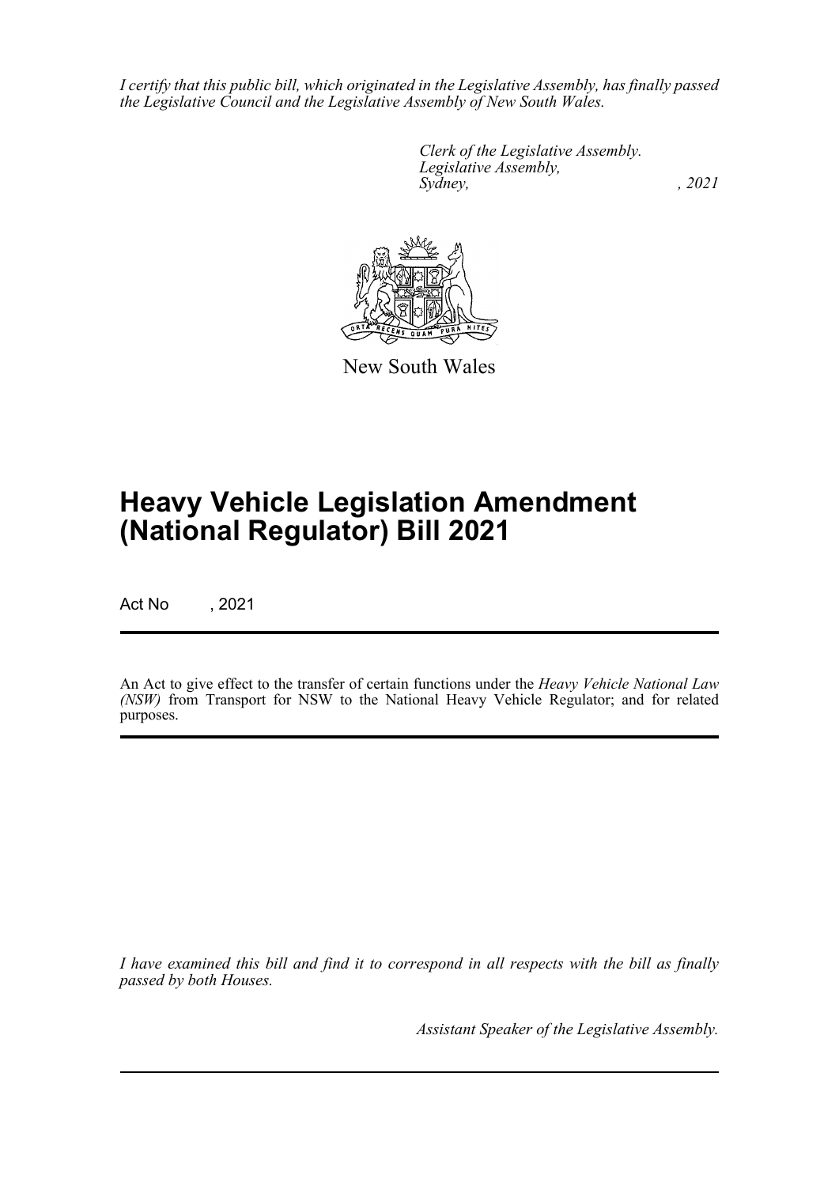*I certify that this public bill, which originated in the Legislative Assembly, has finally passed the Legislative Council and the Legislative Assembly of New South Wales.*

*Clerk of the Legislative Assembly.*
*Legislative Assembly,*
*Sydney, , 2021*

New South Wales

# Heavy Vehicle Legislation Amendment (National Regulator) Bill 2021

Act No , 2021

An Act to give effect to the transfer of certain functions under the *Heavy Vehicle National Law (NSW)* from Transport for NSW to the National Heavy Vehicle Regulator; and for related purposes.

*I have examined this bill and find it to correspond in all respects with the bill as finally passed by both Houses.*

*Assistant Speaker of the Legislative Assembly.*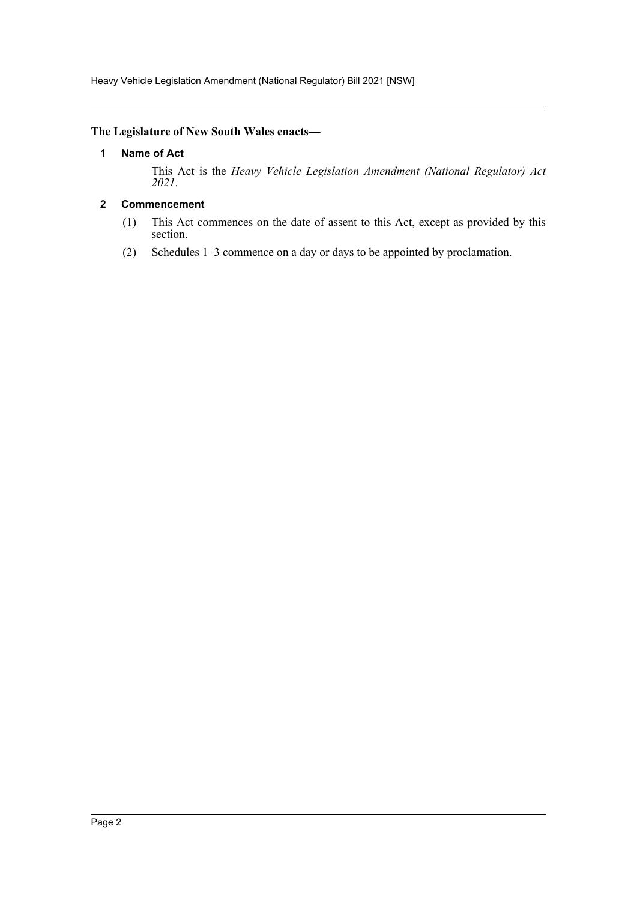**The Legislature of New South Wales enacts—**

### 1 Name of Act

This Act is the *Heavy Vehicle Legislation Amendment (National Regulator) Act 2021*.

### 2 Commencement

(1) This Act commences on the date of assent to this Act, except as provided by this section.

(2) Schedules 1–3 commence on a day or days to be appointed by proclamation.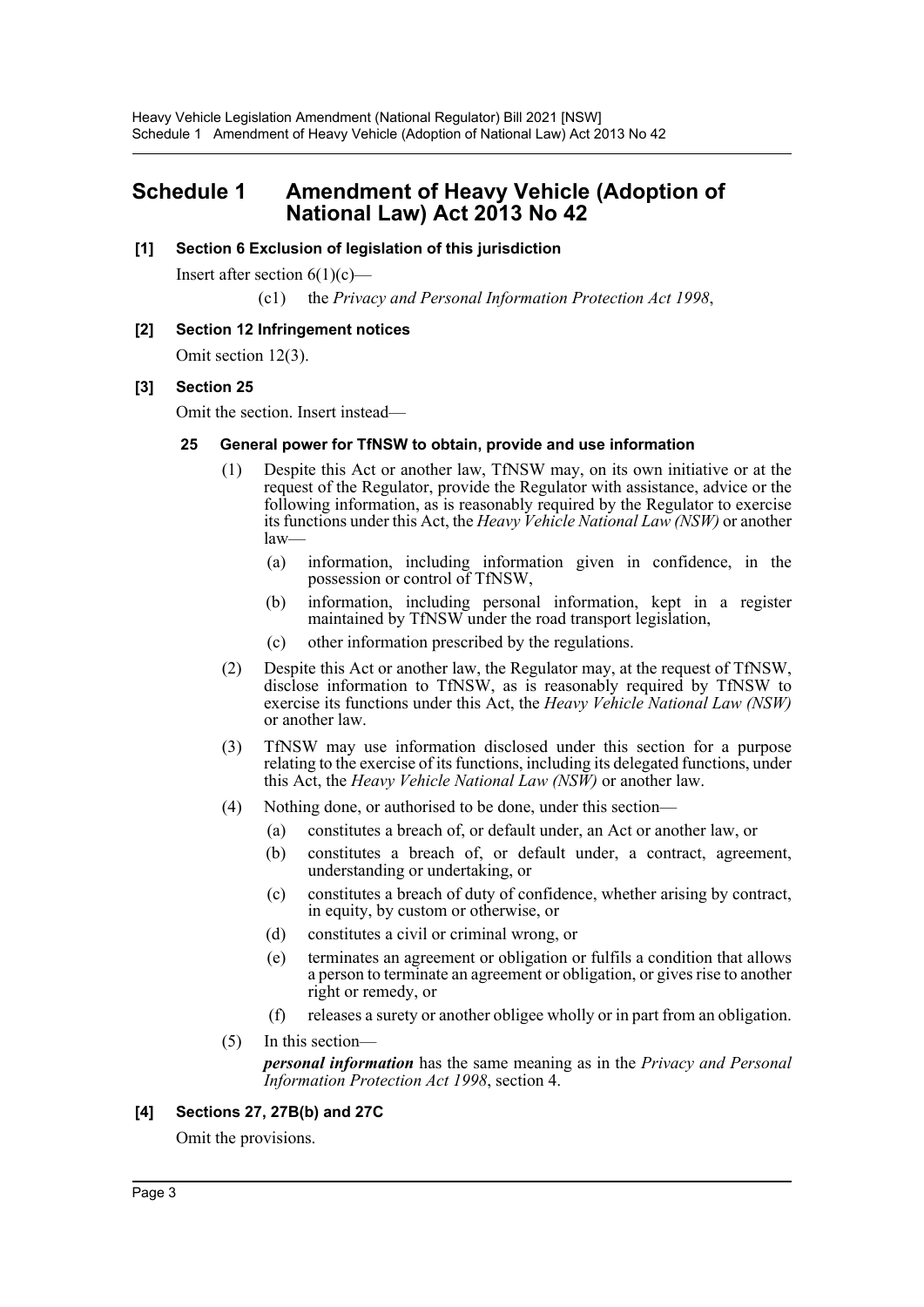# Schedule 1 Amendment of Heavy Vehicle (Adoption of National Law) Act 2013 No 42

**[1] Section 6 Exclusion of legislation of this jurisdiction**

Insert after section 6(1)(c)—

(c1) the *Privacy and Personal Information Protection Act 1998*,

**[2] Section 12 Infringement notices**

Omit section 12(3).

**[3] Section 25**

Omit the section. Insert instead—

**25 General power for TfNSW to obtain, provide and use information**

(1) Despite this Act or another law, TfNSW may, on its own initiative or at the request of the Regulator, provide the Regulator with assistance, advice or the following information, as is reasonably required by the Regulator to exercise its functions under this Act, the *Heavy Vehicle National Law (NSW)* or another law—

(a) information, including information given in confidence, in the possession or control of TfNSW,

(b) information, including personal information, kept in a register maintained by TfNSW under the road transport legislation,

(c) other information prescribed by the regulations.

(2) Despite this Act or another law, the Regulator may, at the request of TfNSW, disclose information to TfNSW, as is reasonably required by TfNSW to exercise its functions under this Act, the *Heavy Vehicle National Law (NSW)* or another law.

(3) TfNSW may use information disclosed under this section for a purpose relating to the exercise of its functions, including its delegated functions, under this Act, the *Heavy Vehicle National Law (NSW)* or another law.

(4) Nothing done, or authorised to be done, under this section—

(a) constitutes a breach of, or default under, an Act or another law, or

(b) constitutes a breach of, or default under, a contract, agreement, understanding or undertaking, or

(c) constitutes a breach of duty of confidence, whether arising by contract, in equity, by custom or otherwise, or

(d) constitutes a civil or criminal wrong, or

(e) terminates an agreement or obligation or fulfils a condition that allows a person to terminate an agreement or obligation, or gives rise to another right or remedy, or

(f) releases a surety or another obligee wholly or in part from an obligation.

(5) In this section—

***personal information*** has the same meaning as in the *Privacy and Personal Information Protection Act 1998*, section 4.

**[4] Sections 27, 27B(b) and 27C**

Omit the provisions.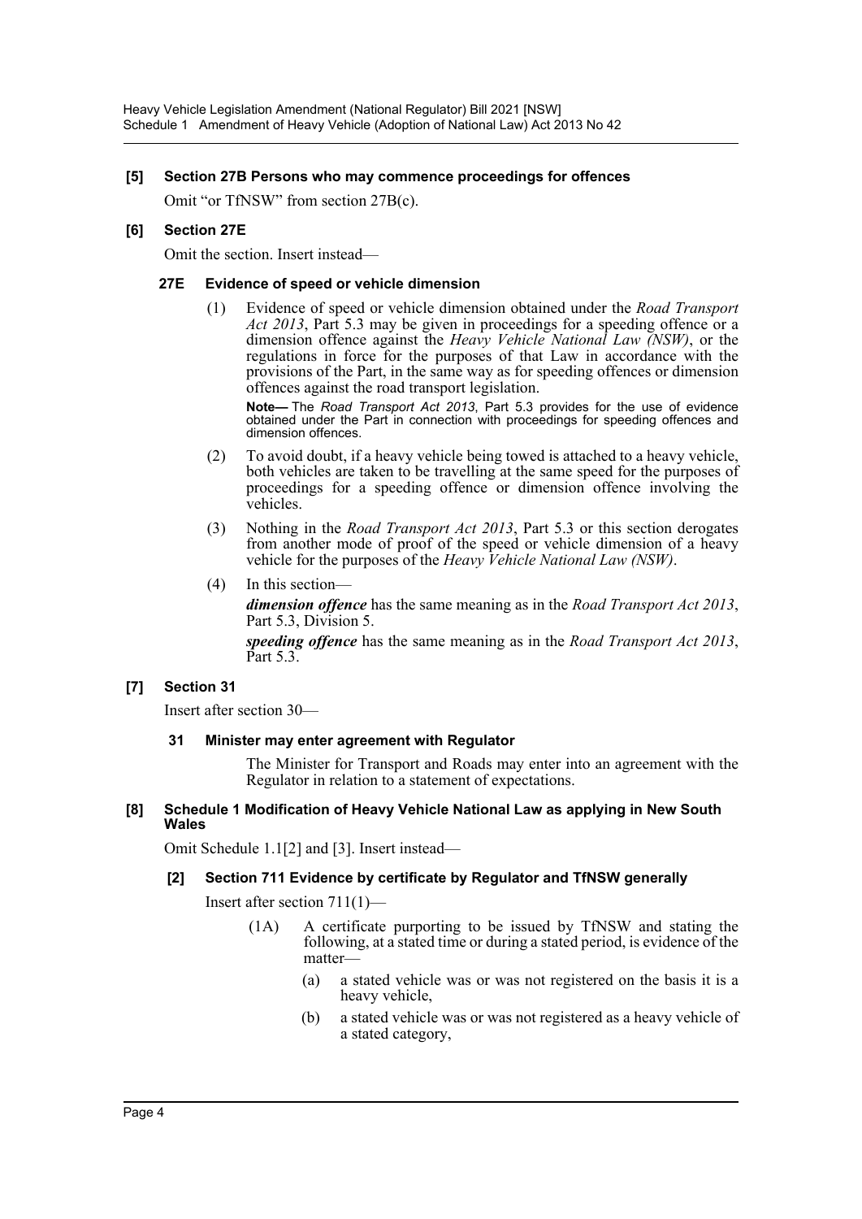**[5] Section 27B Persons who may commence proceedings for offences**

Omit "or TfNSW" from section 27B(c).

**[6] Section 27E**

Omit the section. Insert instead—

**27E Evidence of speed or vehicle dimension**

(1) Evidence of speed or vehicle dimension obtained under the *Road Transport Act 2013*, Part 5.3 may be given in proceedings for a speeding offence or a dimension offence against the *Heavy Vehicle National Law (NSW)*, or the regulations in force for the purposes of that Law in accordance with the provisions of the Part, in the same way as for speeding offences or dimension offences against the road transport legislation.

**Note—** The *Road Transport Act 2013*, Part 5.3 provides for the use of evidence obtained under the Part in connection with proceedings for speeding offences and dimension offences.

(2) To avoid doubt, if a heavy vehicle being towed is attached to a heavy vehicle, both vehicles are taken to be travelling at the same speed for the purposes of proceedings for a speeding offence or dimension offence involving the vehicles.

(3) Nothing in the *Road Transport Act 2013*, Part 5.3 or this section derogates from another mode of proof of the speed or vehicle dimension of a heavy vehicle for the purposes of the *Heavy Vehicle National Law (NSW)*.

(4) In this section—

***dimension offence*** has the same meaning as in the *Road Transport Act 2013*, Part 5.3, Division 5.

***speeding offence*** has the same meaning as in the *Road Transport Act 2013*, Part 5.3.

**[7] Section 31**

Insert after section 30—

**31 Minister may enter agreement with Regulator**

The Minister for Transport and Roads may enter into an agreement with the Regulator in relation to a statement of expectations.

**[8] Schedule 1 Modification of Heavy Vehicle National Law as applying in New South Wales**

Omit Schedule 1.1[2] and [3]. Insert instead—

**[2] Section 711 Evidence by certificate by Regulator and TfNSW generally**

Insert after section 711(1)—

(1A) A certificate purporting to be issued by TfNSW and stating the following, at a stated time or during a stated period, is evidence of the matter—

(a) a stated vehicle was or was not registered on the basis it is a heavy vehicle,

(b) a stated vehicle was or was not registered as a heavy vehicle of a stated category,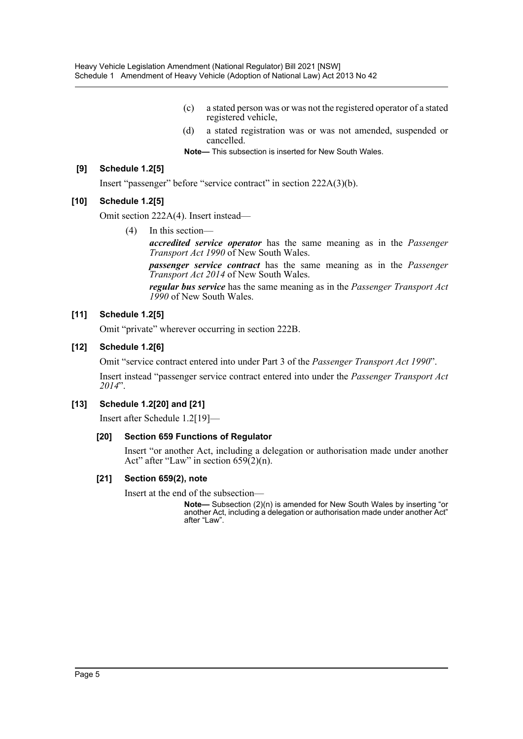(c) a stated person was or was not the registered operator of a stated registered vehicle,

(d) a stated registration was or was not amended, suspended or cancelled.

**Note—** This subsection is inserted for New South Wales.

### [9] Schedule 1.2[5]

Insert "passenger" before "service contract" in section 222A(3)(b).

### [10] Schedule 1.2[5]

Omit section 222A(4). Insert instead—

(4) In this section—

***accredited service operator*** has the same meaning as in the *Passenger Transport Act 1990* of New South Wales.

***passenger service contract*** has the same meaning as in the *Passenger Transport Act 2014* of New South Wales.

***regular bus service*** has the same meaning as in the *Passenger Transport Act 1990* of New South Wales.

### [11] Schedule 1.2[5]

Omit "private" wherever occurring in section 222B.

### [12] Schedule 1.2[6]

Omit "service contract entered into under Part 3 of the *Passenger Transport Act 1990*".

Insert instead "passenger service contract entered into under the *Passenger Transport Act 2014*".

### [13] Schedule 1.2[20] and [21]

Insert after Schedule 1.2[19]—

#### [20] Section 659 Functions of Regulator

Insert "or another Act, including a delegation or authorisation made under another Act" after "Law" in section 659(2)(n).

#### [21] Section 659(2), note

Insert at the end of the subsection—

**Note—** Subsection (2)(n) is amended for New South Wales by inserting "or another Act, including a delegation or authorisation made under another Act" after "Law".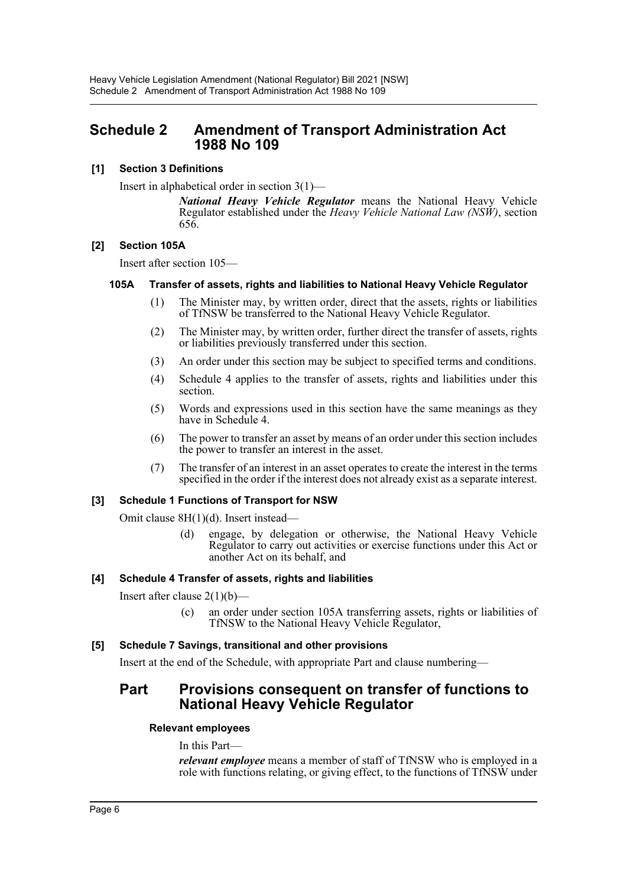# Schedule 2 Amendment of Transport Administration Act 1988 No 109

**[1] Section 3 Definitions**

Insert in alphabetical order in section 3(1)—

> ***National Heavy Vehicle Regulator*** means the National Heavy Vehicle Regulator established under the *Heavy Vehicle National Law (NSW)*, section 656.

**[2] Section 105A**

Insert after section 105—

**105A Transfer of assets, rights and liabilities to National Heavy Vehicle Regulator**

(1) The Minister may, by written order, direct that the assets, rights or liabilities of TfNSW be transferred to the National Heavy Vehicle Regulator.

(2) The Minister may, by written order, further direct the transfer of assets, rights or liabilities previously transferred under this section.

(3) An order under this section may be subject to specified terms and conditions.

(4) Schedule 4 applies to the transfer of assets, rights and liabilities under this section.

(5) Words and expressions used in this section have the same meanings as they have in Schedule 4.

(6) The power to transfer an asset by means of an order under this section includes the power to transfer an interest in the asset.

(7) The transfer of an interest in an asset operates to create the interest in the terms specified in the order if the interest does not already exist as a separate interest.

**[3] Schedule 1 Functions of Transport for NSW**

Omit clause 8H(1)(d). Insert instead—

> (d) engage, by delegation or otherwise, the National Heavy Vehicle Regulator to carry out activities or exercise functions under this Act or another Act on its behalf, and

**[4] Schedule 4 Transfer of assets, rights and liabilities**

Insert after clause 2(1)(b)—

> (c) an order under section 105A transferring assets, rights or liabilities of TfNSW to the National Heavy Vehicle Regulator,

**[5] Schedule 7 Savings, transitional and other provisions**

Insert at the end of the Schedule, with appropriate Part and clause numbering—

## Part Provisions consequent on transfer of functions to National Heavy Vehicle Regulator

**Relevant employees**

In this Part—

***relevant employee*** means a member of staff of TfNSW who is employed in a role with functions relating, or giving effect, to the functions of TfNSW under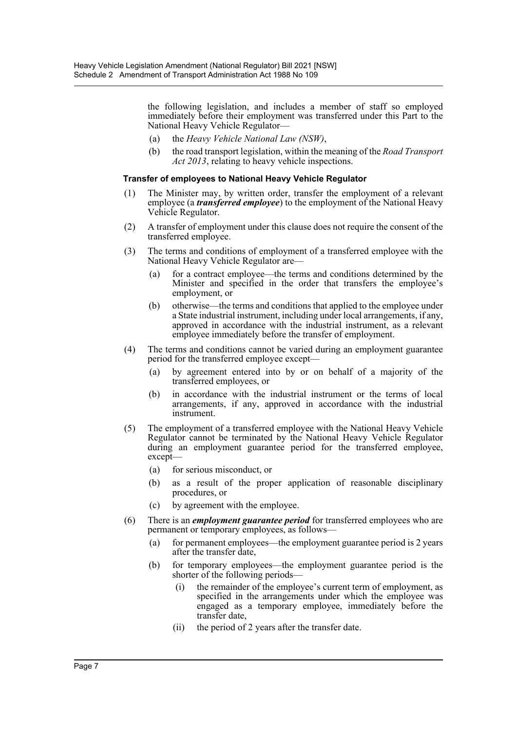the following legislation, and includes a member of staff so employed immediately before their employment was transferred under this Part to the National Heavy Vehicle Regulator—

(a) the *Heavy Vehicle National Law (NSW)*,

(b) the road transport legislation, within the meaning of the *Road Transport Act 2013*, relating to heavy vehicle inspections.

#### Transfer of employees to National Heavy Vehicle Regulator

(1) The Minister may, by written order, transfer the employment of a relevant employee (a ***transferred employee***) to the employment of the National Heavy Vehicle Regulator.

(2) A transfer of employment under this clause does not require the consent of the transferred employee.

(3) The terms and conditions of employment of a transferred employee with the National Heavy Vehicle Regulator are—

(a) for a contract employee—the terms and conditions determined by the Minister and specified in the order that transfers the employee's employment, or

(b) otherwise—the terms and conditions that applied to the employee under a State industrial instrument, including under local arrangements, if any, approved in accordance with the industrial instrument, as a relevant employee immediately before the transfer of employment.

(4) The terms and conditions cannot be varied during an employment guarantee period for the transferred employee except—

(a) by agreement entered into by or on behalf of a majority of the transferred employees, or

(b) in accordance with the industrial instrument or the terms of local arrangements, if any, approved in accordance with the industrial instrument.

(5) The employment of a transferred employee with the National Heavy Vehicle Regulator cannot be terminated by the National Heavy Vehicle Regulator during an employment guarantee period for the transferred employee, except—

(a) for serious misconduct, or

(b) as a result of the proper application of reasonable disciplinary procedures, or

(c) by agreement with the employee.

(6) There is an ***employment guarantee period*** for transferred employees who are permanent or temporary employees, as follows—

(a) for permanent employees—the employment guarantee period is 2 years after the transfer date,

(b) for temporary employees—the employment guarantee period is the shorter of the following periods—

(i) the remainder of the employee's current term of employment, as specified in the arrangements under which the employee was engaged as a temporary employee, immediately before the transfer date,

(ii) the period of 2 years after the transfer date.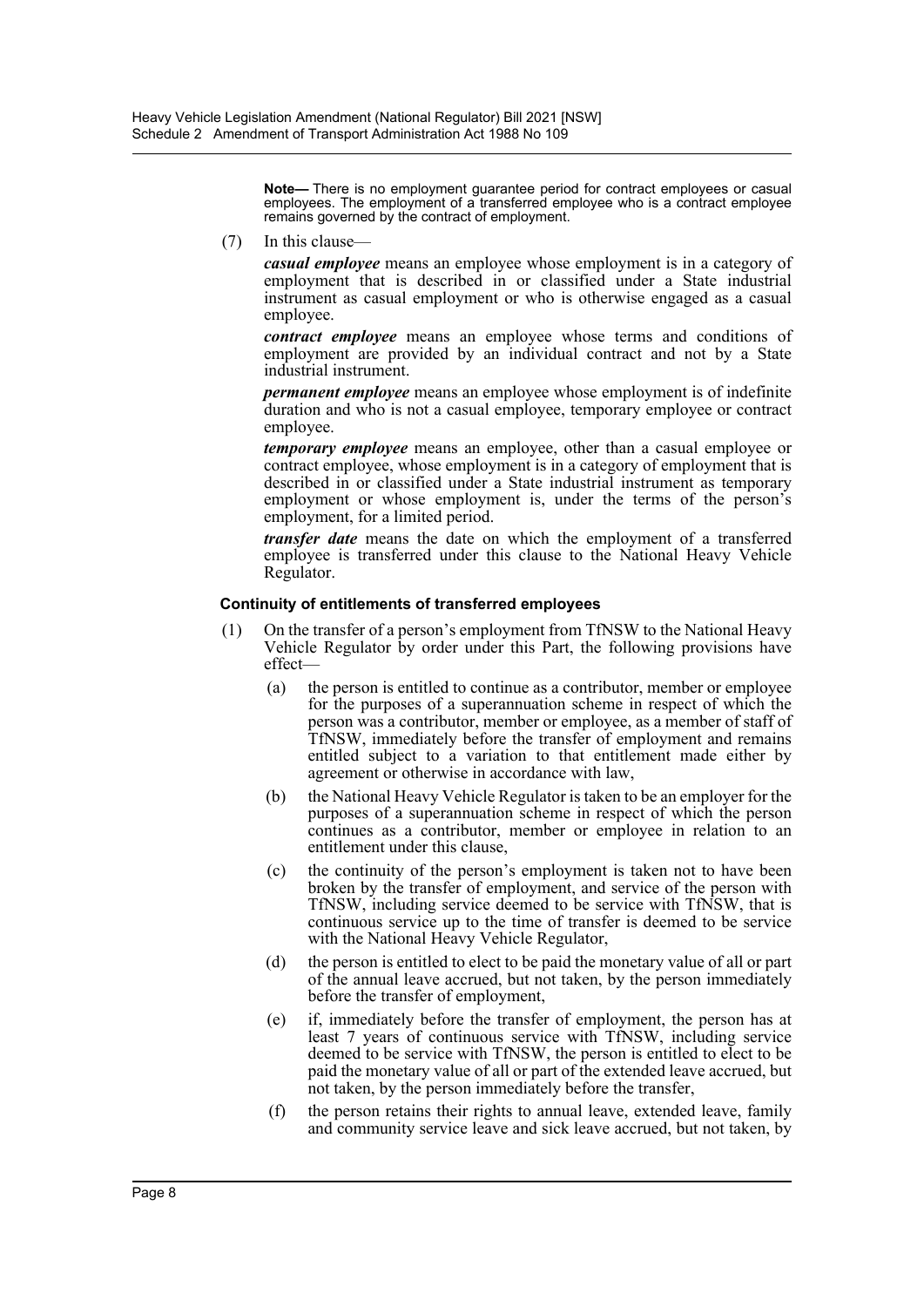**Note—** There is no employment guarantee period for contract employees or casual employees. The employment of a transferred employee who is a contract employee remains governed by the contract of employment.

(7) In this clause—

***casual employee*** means an employee whose employment is in a category of employment that is described in or classified under a State industrial instrument as casual employment or who is otherwise engaged as a casual employee.

***contract employee*** means an employee whose terms and conditions of employment are provided by an individual contract and not by a State industrial instrument.

***permanent employee*** means an employee whose employment is of indefinite duration and who is not a casual employee, temporary employee or contract employee.

***temporary employee*** means an employee, other than a casual employee or contract employee, whose employment is in a category of employment that is described in or classified under a State industrial instrument as temporary employment or whose employment is, under the terms of the person's employment, for a limited period.

***transfer date*** means the date on which the employment of a transferred employee is transferred under this clause to the National Heavy Vehicle Regulator.

**Continuity of entitlements of transferred employees**

(1) On the transfer of a person's employment from TfNSW to the National Heavy Vehicle Regulator by order under this Part, the following provisions have effect—

(a) the person is entitled to continue as a contributor, member or employee for the purposes of a superannuation scheme in respect of which the person was a contributor, member or employee, as a member of staff of TfNSW, immediately before the transfer of employment and remains entitled subject to a variation to that entitlement made either by agreement or otherwise in accordance with law,

(b) the National Heavy Vehicle Regulator is taken to be an employer for the purposes of a superannuation scheme in respect of which the person continues as a contributor, member or employee in relation to an entitlement under this clause,

(c) the continuity of the person's employment is taken not to have been broken by the transfer of employment, and service of the person with TfNSW, including service deemed to be service with TfNSW, that is continuous service up to the time of transfer is deemed to be service with the National Heavy Vehicle Regulator,

(d) the person is entitled to elect to be paid the monetary value of all or part of the annual leave accrued, but not taken, by the person immediately before the transfer of employment,

(e) if, immediately before the transfer of employment, the person has at least 7 years of continuous service with TfNSW, including service deemed to be service with TfNSW, the person is entitled to elect to be paid the monetary value of all or part of the extended leave accrued, but not taken, by the person immediately before the transfer,

(f) the person retains their rights to annual leave, extended leave, family and community service leave and sick leave accrued, but not taken, by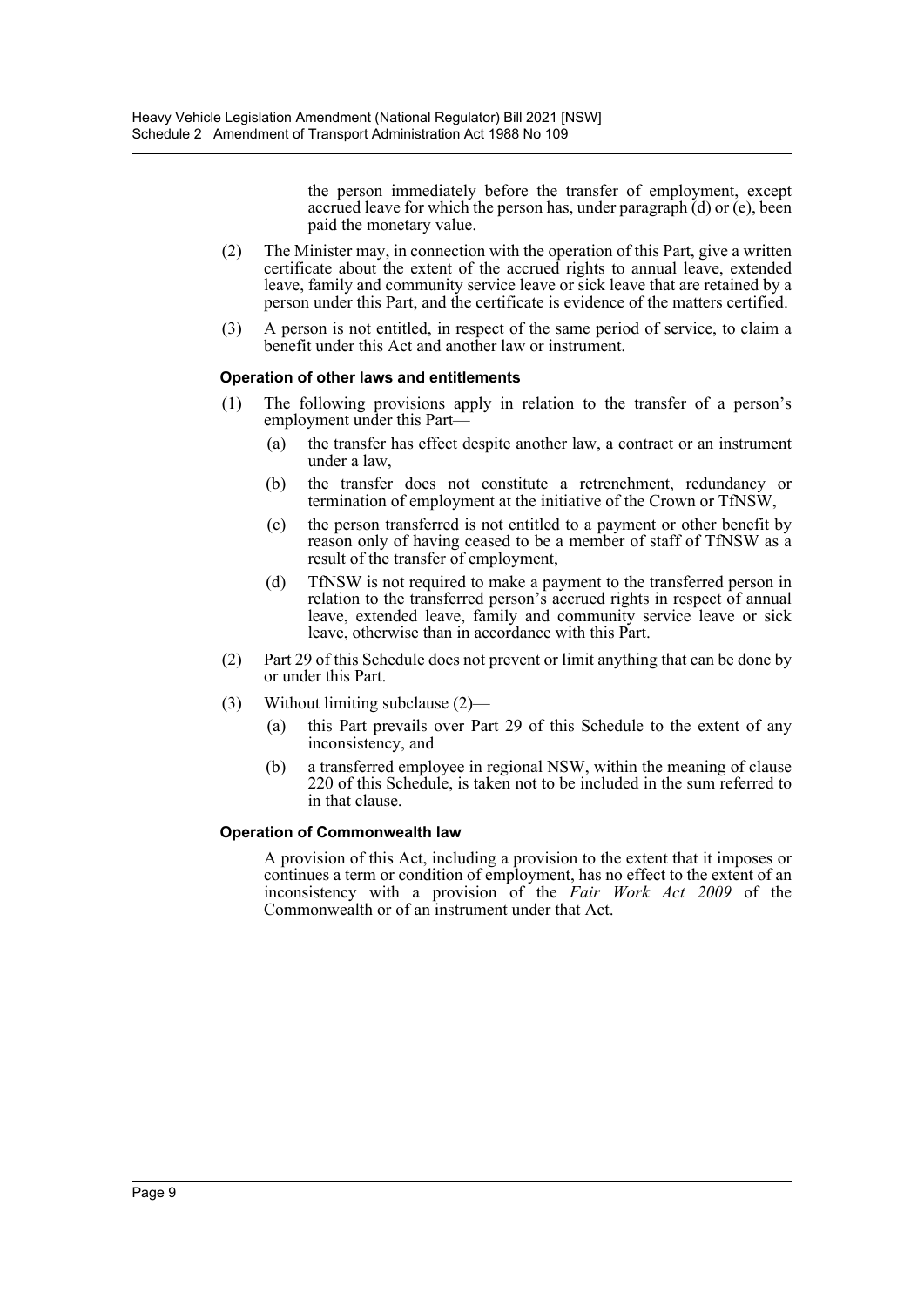the person immediately before the transfer of employment, except accrued leave for which the person has, under paragraph (d) or (e), been paid the monetary value.

(2) The Minister may, in connection with the operation of this Part, give a written certificate about the extent of the accrued rights to annual leave, extended leave, family and community service leave or sick leave that are retained by a person under this Part, and the certificate is evidence of the matters certified.

(3) A person is not entitled, in respect of the same period of service, to claim a benefit under this Act and another law or instrument.

**Operation of other laws and entitlements**

(1) The following provisions apply in relation to the transfer of a person's employment under this Part—

(a) the transfer has effect despite another law, a contract or an instrument under a law,

(b) the transfer does not constitute a retrenchment, redundancy or termination of employment at the initiative of the Crown or TfNSW,

(c) the person transferred is not entitled to a payment or other benefit by reason only of having ceased to be a member of staff of TfNSW as a result of the transfer of employment,

(d) TfNSW is not required to make a payment to the transferred person in relation to the transferred person's accrued rights in respect of annual leave, extended leave, family and community service leave or sick leave, otherwise than in accordance with this Part.

(2) Part 29 of this Schedule does not prevent or limit anything that can be done by or under this Part.

(3) Without limiting subclause (2)—

(a) this Part prevails over Part 29 of this Schedule to the extent of any inconsistency, and

(b) a transferred employee in regional NSW, within the meaning of clause 220 of this Schedule, is taken not to be included in the sum referred to in that clause.

**Operation of Commonwealth law**

A provision of this Act, including a provision to the extent that it imposes or continues a term or condition of employment, has no effect to the extent of an inconsistency with a provision of the *Fair Work Act 2009* of the Commonwealth or of an instrument under that Act.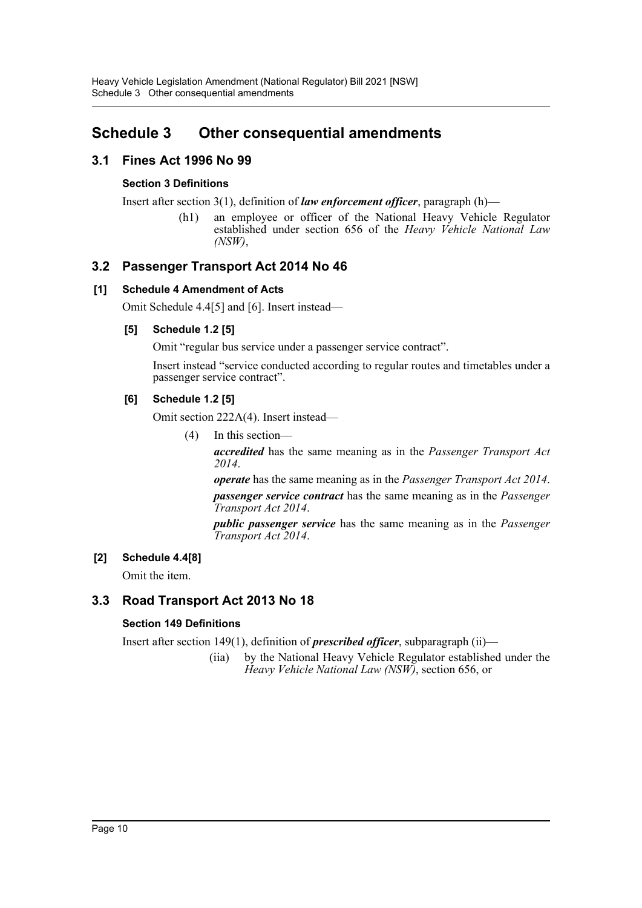# Schedule 3 Other consequential amendments

## 3.1 Fines Act 1996 No 99

### Section 3 Definitions

Insert after section 3(1), definition of ***law enforcement officer***, paragraph (h)—

> (h1) an employee or officer of the National Heavy Vehicle Regulator established under section 656 of the *Heavy Vehicle National Law (NSW)*,

## 3.2 Passenger Transport Act 2014 No 46

### [1] Schedule 4 Amendment of Acts

Omit Schedule 4.4[5] and [6]. Insert instead—

#### [5] Schedule 1.2 [5]

Omit "regular bus service under a passenger service contract".

Insert instead "service conducted according to regular routes and timetables under a passenger service contract".

#### [6] Schedule 1.2 [5]

Omit section 222A(4). Insert instead—

> (4) In this section—
>
> ***accredited*** has the same meaning as in the *Passenger Transport Act 2014*.
>
> ***operate*** has the same meaning as in the *Passenger Transport Act 2014*.
>
> ***passenger service contract*** has the same meaning as in the *Passenger Transport Act 2014*.
>
> ***public passenger service*** has the same meaning as in the *Passenger Transport Act 2014*.

### [2] Schedule 4.4[8]

Omit the item.

## 3.3 Road Transport Act 2013 No 18

### Section 149 Definitions

Insert after section 149(1), definition of ***prescribed officer***, subparagraph (ii)—

> (iia) by the National Heavy Vehicle Regulator established under the *Heavy Vehicle National Law (NSW)*, section 656, or